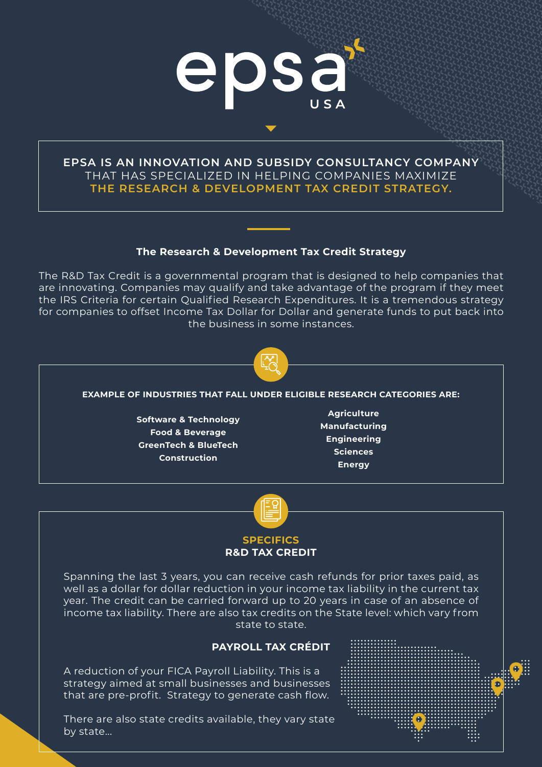# epsa USA

**EPSA IS AN INNOVATION AND SUBSIDY CONSULTANCY COMPANY** THAT HAS SPECIALIZED IN HELPING COMPANIES MAXIMIZE **THE RESEARCH & DEVELOPMENT TAX CREDIT STRATEGY.**

## The Research & Development Tax Credit Strategy

The R&D Tax Credit is a governmental program that is designed to help companies that are innovating. Companies may qualify and take advantage of the program if they meet the IRS Criteria for certain Qualified Research Expenditures. It is a tremendous strategy for companies to offset Income Tax Dollar for Dollar and generate funds to put back into the business in some instances.

### EXAMPLE OF INDUSTRIES THAT FALL UNDER ELIGIBLE RESEARCH CATEGORIES ARE:

- **Software & Technology**
- **Food & Beverage**
- **GreenTech & BlueTech**
- **Construction**
- **Agriculture**
- **Manufacturing**
- **Engineering**
- **Sciences**
- **Energy**

## SPECIFICS
### R&D TAX CREDIT

Spanning the last 3 years, you can receive cash refunds for prior taxes paid, as well as a dollar for dollar reduction in your income tax liability in the current tax year. The credit can be carried forward up to 20 years in case of an absence of income tax liability. There are also tax credits on the State level: which vary from state to state.

### PAYROLL TAX CRÉDIT

A reduction of your FICA Payroll Liability. This is a strategy aimed at small businesses and businesses that are pre-profit. Strategy to generate cash flow.

There are also state credits available, they vary state by state...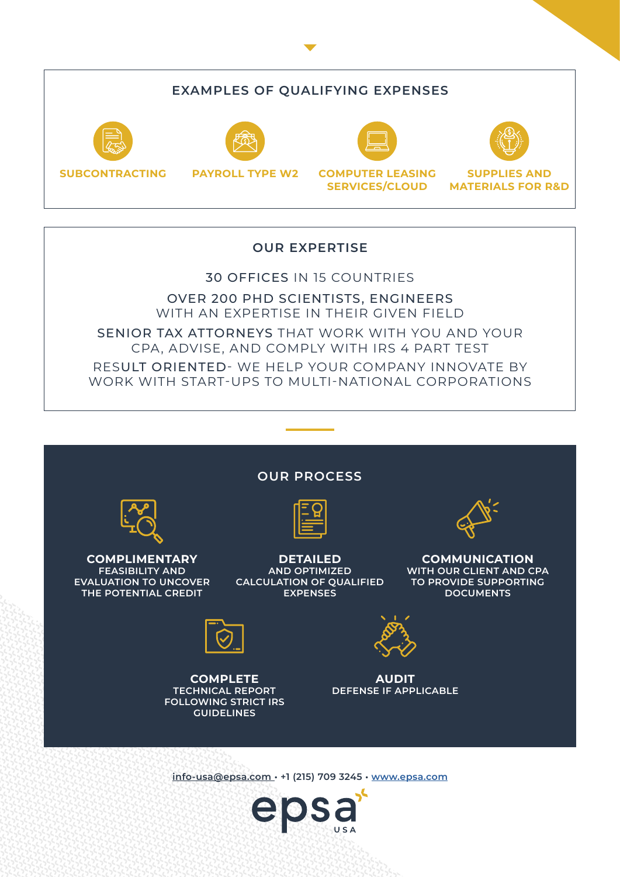## EXAMPLES OF QUALIFYING EXPENSES

**SUBCONTRACTING**

**PAYROLL TYPE W2**

**COMPUTER LEASING SERVICES/CLOUD**

**SUPPLIES AND MATERIALS FOR R&D**

## OUR EXPERTISE

30 OFFICES IN 15 COUNTRIES

OVER 200 PHD SCIENTISTS, ENGINEERS WITH AN EXPERTISE IN THEIR GIVEN FIELD

SENIOR TAX ATTORNEYS THAT WORK WITH YOU AND YOUR CPA, ADVISE, AND COMPLY WITH IRS 4 PART TEST

RESULT ORIENTED- WE HELP YOUR COMPANY INNOVATE BY WORK WITH START-UPS TO MULTI-NATIONAL CORPORATIONS

## OUR PROCESS

**COMPLIMENTARY**
FEASIBILITY AND EVALUATION TO UNCOVER THE POTENTIAL CREDIT

**DETAILED**
AND OPTIMIZED CALCULATION OF QUALIFIED EXPENSES

**COMMUNICATION**
WITH OUR CLIENT AND CPA TO PROVIDE SUPPORTING DOCUMENTS

**COMPLETE**
TECHNICAL REPORT FOLLOWING STRICT IRS GUIDELINES

**AUDIT**
DEFENSE IF APPLICABLE

info-usa@epsa.com • +1 (215) 709 3245 • www.epsa.com

epsa USA